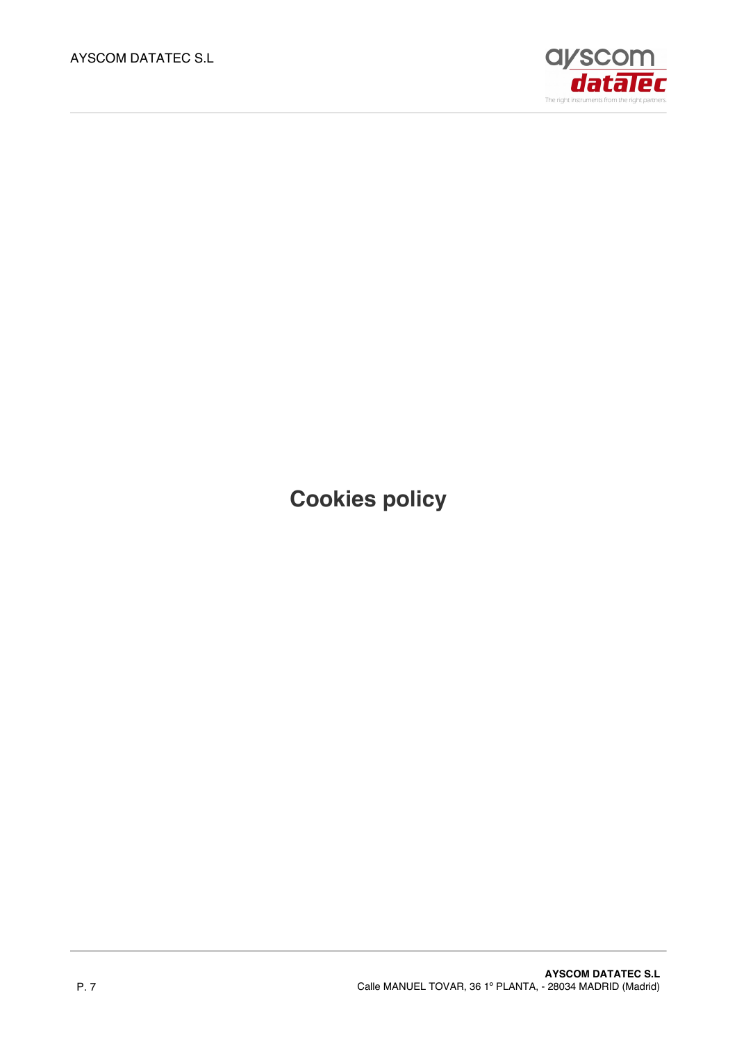# Cookies policy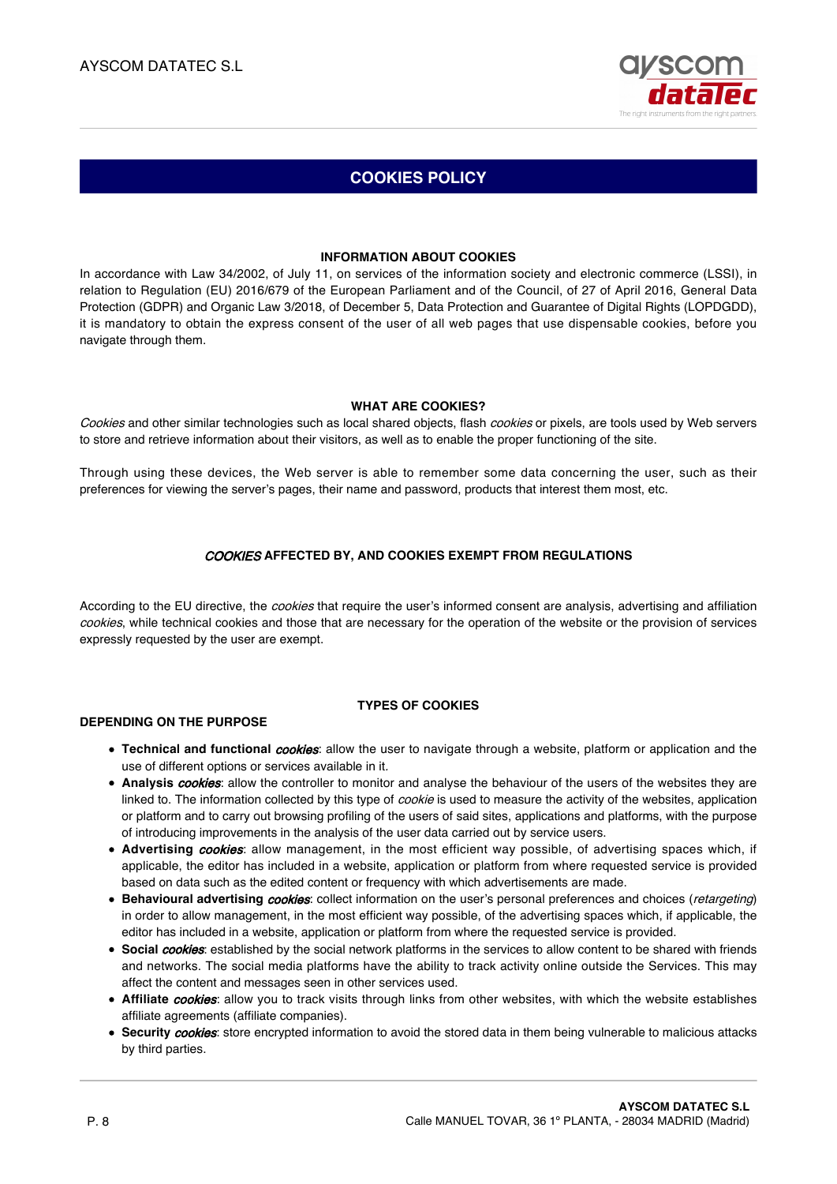# COOKIES POLICY

### INFORMATION ABOUT COOKIES

In accordance with Law 34/2002, of July 11, on services of the information society and electronic commerce (LSSI), in relation to Regulation (EU) 2016/679 of the European Parliament and of the Council, of 27 of April 2016, General Data Protection (GDPR) and Organic Law 3/2018, of December 5, Data Protection and Guarantee of Digital Rights (LOPDGDD), it is mandatory to obtain the express consent of the user of all web pages that use dispensable cookies, before you navigate through them.

### WHAT ARE COOKIES?

*Cookies* and other similar technologies such as local shared objects, flash *cookies* or pixels, are tools used by Web servers to store and retrieve information about their visitors, as well as to enable the proper functioning of the site.

Through using these devices, the Web server is able to remember some data concerning the user, such as their preferences for viewing the server's pages, their name and password, products that interest them most, etc.

### *COOKIES* AFFECTED BY, AND COOKIES EXEMPT FROM REGULATIONS

According to the EU directive, the *cookies* that require the user's informed consent are analysis, advertising and affiliation *cookies*, while technical cookies and those that are necessary for the operation of the website or the provision of services expressly requested by the user are exempt.

### TYPES OF COOKIES

**DEPENDING ON THE PURPOSE**

- **Technical and functional *cookies***: allow the user to navigate through a website, platform or application and the use of different options or services available in it.
- **Analysis *cookies***: allow the controller to monitor and analyse the behaviour of the users of the websites they are linked to. The information collected by this type of *cookie* is used to measure the activity of the websites, application or platform and to carry out browsing profiling of the users of said sites, applications and platforms, with the purpose of introducing improvements in the analysis of the user data carried out by service users.
- **Advertising *cookies***: allow management, in the most efficient way possible, of advertising spaces which, if applicable, the editor has included in a website, application or platform from where requested service is provided based on data such as the edited content or frequency with which advertisements are made.
- **Behavioural advertising *cookies***: collect information on the user's personal preferences and choices (*retargeting*) in order to allow management, in the most efficient way possible, of the advertising spaces which, if applicable, the editor has included in a website, application or platform from where the requested service is provided.
- **Social *cookies***: established by the social network platforms in the services to allow content to be shared with friends and networks. The social media platforms have the ability to track activity online outside the Services. This may affect the content and messages seen in other services used.
- **Affiliate *cookies***: allow you to track visits through links from other websites, with which the website establishes affiliate agreements (affiliate companies).
- **Security *cookies***: store encrypted information to avoid the stored data in them being vulnerable to malicious attacks by third parties.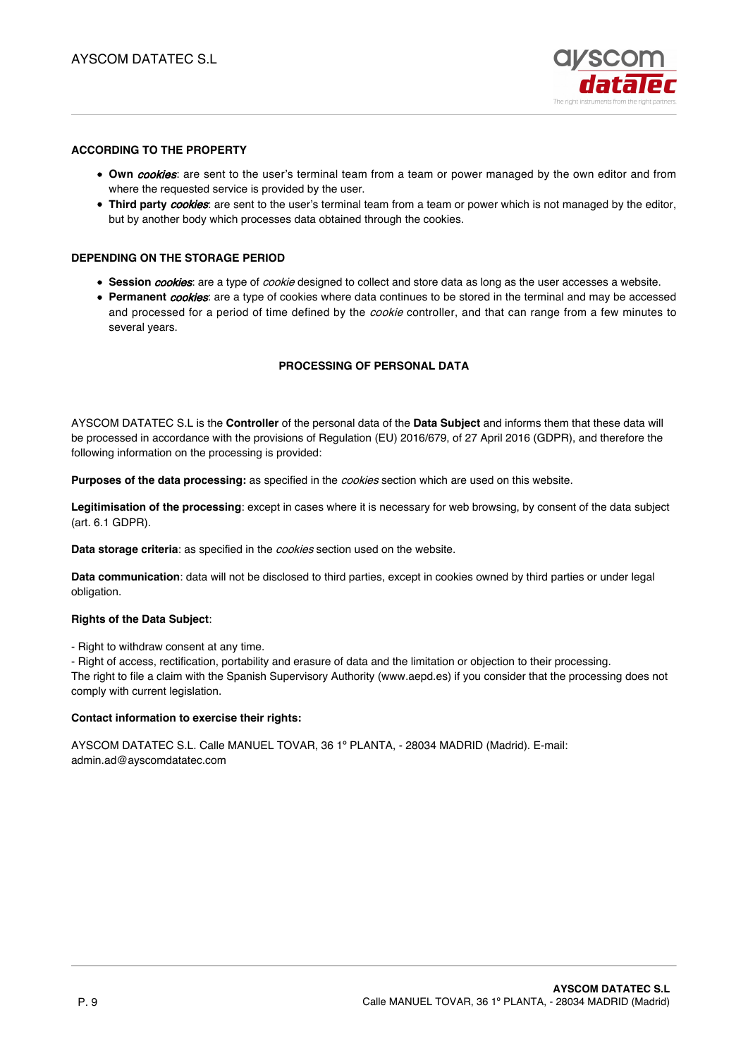### ACCORDING TO THE PROPERTY

- **Own *cookies***: are sent to the user's terminal team from a team or power managed by the own editor and from where the requested service is provided by the user.
- **Third party *cookies***: are sent to the user's terminal team from a team or power which is not managed by the editor, but by another body which processes data obtained through the cookies.

### DEPENDING ON THE STORAGE PERIOD

- **Session *cookies***: are a type of *cookie* designed to collect and store data as long as the user accesses a website.
- **Permanent *cookies***: are a type of cookies where data continues to be stored in the terminal and may be accessed and processed for a period of time defined by the *cookie* controller, and that can range from a few minutes to several years.

## PROCESSING OF PERSONAL DATA

AYSCOM DATATEC S.L is the **Controller** of the personal data of the **Data Subject** and informs them that these data will be processed in accordance with the provisions of Regulation (EU) 2016/679, of 27 April 2016 (GDPR), and therefore the following information on the processing is provided:

**Purposes of the data processing:** as specified in the *cookies* section which are used on this website.

**Legitimisation of the processing**: except in cases where it is necessary for web browsing, by consent of the data subject (art. 6.1 GDPR).

**Data storage criteria**: as specified in the *cookies* section used on the website.

**Data communication**: data will not be disclosed to third parties, except in cookies owned by third parties or under legal obligation.

**Rights of the Data Subject**:

- Right to withdraw consent at any time.
- Right of access, rectification, portability and erasure of data and the limitation or objection to their processing.

The right to file a claim with the Spanish Supervisory Authority (www.aepd.es) if you consider that the processing does not comply with current legislation.

**Contact information to exercise their rights:**

AYSCOM DATATEC S.L. Calle MANUEL TOVAR, 36 1º PLANTA, - 28034 MADRID (Madrid). E-mail: admin.ad@ayscomdatatec.com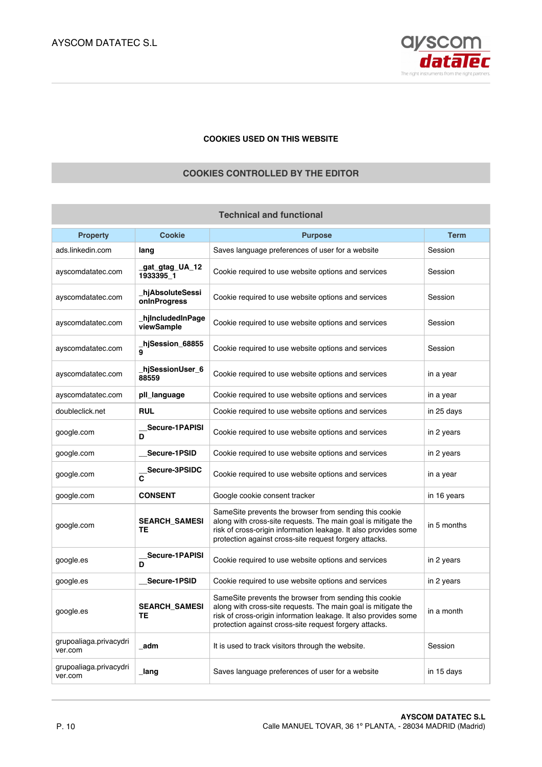### COOKIES USED ON THIS WEBSITE

## COOKIES CONTROLLED BY THE EDITOR

### Technical and functional

| Property | Cookie | Purpose | Term |
|---|---|---|---|
| ads.linkedin.com | **lang** | Saves language preferences of user for a website | Session |
| ayscomdatatec.com | **_gat_gtag_UA_121933395_1** | Cookie required to use website options and services | Session |
| ayscomdatatec.com | **_hjAbsoluteSessionInProgress** | Cookie required to use website options and services | Session |
| ayscomdatatec.com | **_hjIncludedInPageviewSample** | Cookie required to use website options and services | Session |
| ayscomdatatec.com | **_hjSession_688559** | Cookie required to use website options and services | Session |
| ayscomdatatec.com | **_hjSessionUser_688559** | Cookie required to use website options and services | in a year |
| ayscomdatatec.com | **pll_language** | Cookie required to use website options and services | in a year |
| doubleclick.net | **RUL** | Cookie required to use website options and services | in 25 days |
| google.com | **__Secure-1PAPISID** | Cookie required to use website options and services | in 2 years |
| google.com | **__Secure-1PSID** | Cookie required to use website options and services | in 2 years |
| google.com | **__Secure-3PSIDCC** | Cookie required to use website options and services | in a year |
| google.com | **CONSENT** | Google cookie consent tracker | in 16 years |
| google.com | **SEARCH_SAMESITE** | SameSite prevents the browser from sending this cookie along with cross-site requests. The main goal is mitigate the risk of cross-origin information leakage. It also provides some protection against cross-site request forgery attacks. | in 5 months |
| google.es | **__Secure-1PAPISID** | Cookie required to use website options and services | in 2 years |
| google.es | **__Secure-1PSID** | Cookie required to use website options and services | in 2 years |
| google.es | **SEARCH_SAMESITE** | SameSite prevents the browser from sending this cookie along with cross-site requests. The main goal is mitigate the risk of cross-origin information leakage. It also provides some protection against cross-site request forgery attacks. | in a month |
| grupoaliaga.privacydriver.com | **_adm** | It is used to track visitors through the website. | Session |
| grupoaliaga.privacydriver.com | **_lang** | Saves language preferences of user for a website | in 15 days |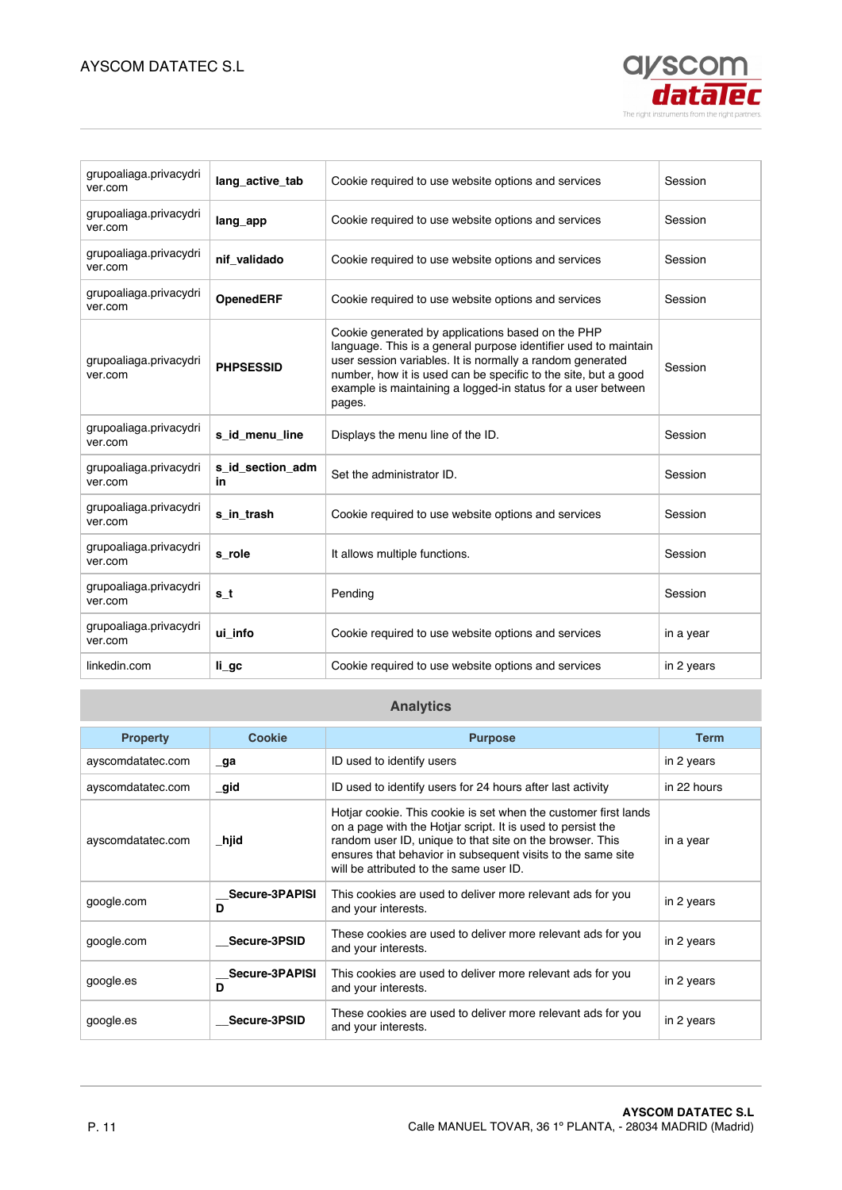| grupoaliaga.privacydriver.com | **lang_active_tab** | Cookie required to use website options and services | Session |
|---|---|---|---|
| grupoaliaga.privacydriver.com | **lang_app** | Cookie required to use website options and services | Session |
| grupoaliaga.privacydriver.com | **nif_validado** | Cookie required to use website options and services | Session |
| grupoaliaga.privacydriver.com | **OpenedERF** | Cookie required to use website options and services | Session |
| grupoaliaga.privacydriver.com | **PHPSESSID** | Cookie generated by applications based on the PHP language. This is a general purpose identifier used to maintain user session variables. It is normally a random generated number, how it is used can be specific to the site, but a good example is maintaining a logged-in status for a user between pages. | Session |
| grupoaliaga.privacydriver.com | **s_id_menu_line** | Displays the menu line of the ID. | Session |
| grupoaliaga.privacydriver.com | **s_id_section_admin** | Set the administrator ID. | Session |
| grupoaliaga.privacydriver.com | **s_in_trash** | Cookie required to use website options and services | Session |
| grupoaliaga.privacydriver.com | **s_role** | It allows multiple functions. | Session |
| grupoaliaga.privacydriver.com | **s_t** | Pending | Session |
| grupoaliaga.privacydriver.com | **ui_info** | Cookie required to use website options and services | in a year |
| linkedin.com | **li_gc** | Cookie required to use website options and services | in 2 years |

## Analytics

| Property | Cookie | Purpose | Term |
|---|---|---|---|
| ayscomdatatec.com | **_ga** | ID used to identify users | in 2 years |
| ayscomdatatec.com | **_gid** | ID used to identify users for 24 hours after last activity | in 22 hours |
| ayscomdatatec.com | **_hjid** | Hotjar cookie. This cookie is set when the customer first lands on a page with the Hotjar script. It is used to persist the random user ID, unique to that site on the browser. This ensures that behavior in subsequent visits to the same site will be attributed to the same user ID. | in a year |
| google.com | **__Secure-3PAPISID** | This cookies are used to deliver more relevant ads for you and your interests. | in 2 years |
| google.com | **__Secure-3PSID** | These cookies are used to deliver more relevant ads for you and your interests. | in 2 years |
| google.es | **__Secure-3PAPISID** | This cookies are used to deliver more relevant ads for you and your interests. | in 2 years |
| google.es | **__Secure-3PSID** | These cookies are used to deliver more relevant ads for you and your interests. | in 2 years |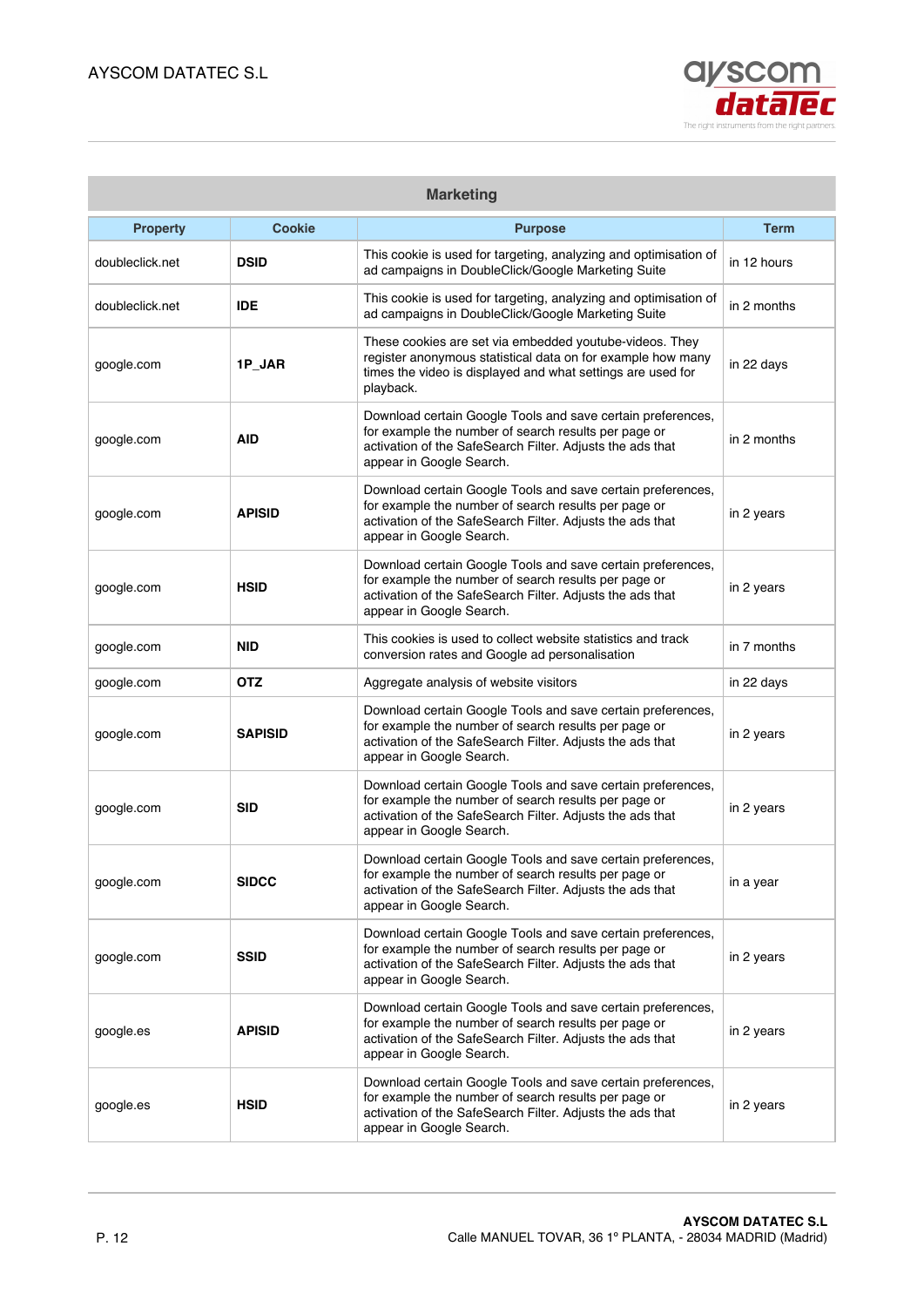| Marketing | | | |
|---|---|---|---|
| **Property** | **Cookie** | **Purpose** | **Term** |
| doubleclick.net | **DSID** | This cookie is used for targeting, analyzing and optimisation of ad campaigns in DoubleClick/Google Marketing Suite | in 12 hours |
| doubleclick.net | **IDE** | This cookie is used for targeting, analyzing and optimisation of ad campaigns in DoubleClick/Google Marketing Suite | in 2 months |
| google.com | **1P_JAR** | These cookies are set via embedded youtube-videos. They register anonymous statistical data on for example how many times the video is displayed and what settings are used for playback. | in 22 days |
| google.com | **AID** | Download certain Google Tools and save certain preferences, for example the number of search results per page or activation of the SafeSearch Filter. Adjusts the ads that appear in Google Search. | in 2 months |
| google.com | **APISID** | Download certain Google Tools and save certain preferences, for example the number of search results per page or activation of the SafeSearch Filter. Adjusts the ads that appear in Google Search. | in 2 years |
| google.com | **HSID** | Download certain Google Tools and save certain preferences, for example the number of search results per page or activation of the SafeSearch Filter. Adjusts the ads that appear in Google Search. | in 2 years |
| google.com | **NID** | This cookies is used to collect website statistics and track conversion rates and Google ad personalisation | in 7 months |
| google.com | **OTZ** | Aggregate analysis of website visitors | in 22 days |
| google.com | **SAPISID** | Download certain Google Tools and save certain preferences, for example the number of search results per page or activation of the SafeSearch Filter. Adjusts the ads that appear in Google Search. | in 2 years |
| google.com | **SID** | Download certain Google Tools and save certain preferences, for example the number of search results per page or activation of the SafeSearch Filter. Adjusts the ads that appear in Google Search. | in 2 years |
| google.com | **SIDCC** | Download certain Google Tools and save certain preferences, for example the number of search results per page or activation of the SafeSearch Filter. Adjusts the ads that appear in Google Search. | in a year |
| google.com | **SSID** | Download certain Google Tools and save certain preferences, for example the number of search results per page or activation of the SafeSearch Filter. Adjusts the ads that appear in Google Search. | in 2 years |
| google.es | **APISID** | Download certain Google Tools and save certain preferences, for example the number of search results per page or activation of the SafeSearch Filter. Adjusts the ads that appear in Google Search. | in 2 years |
| google.es | **HSID** | Download certain Google Tools and save certain preferences, for example the number of search results per page or activation of the SafeSearch Filter. Adjusts the ads that appear in Google Search. | in 2 years |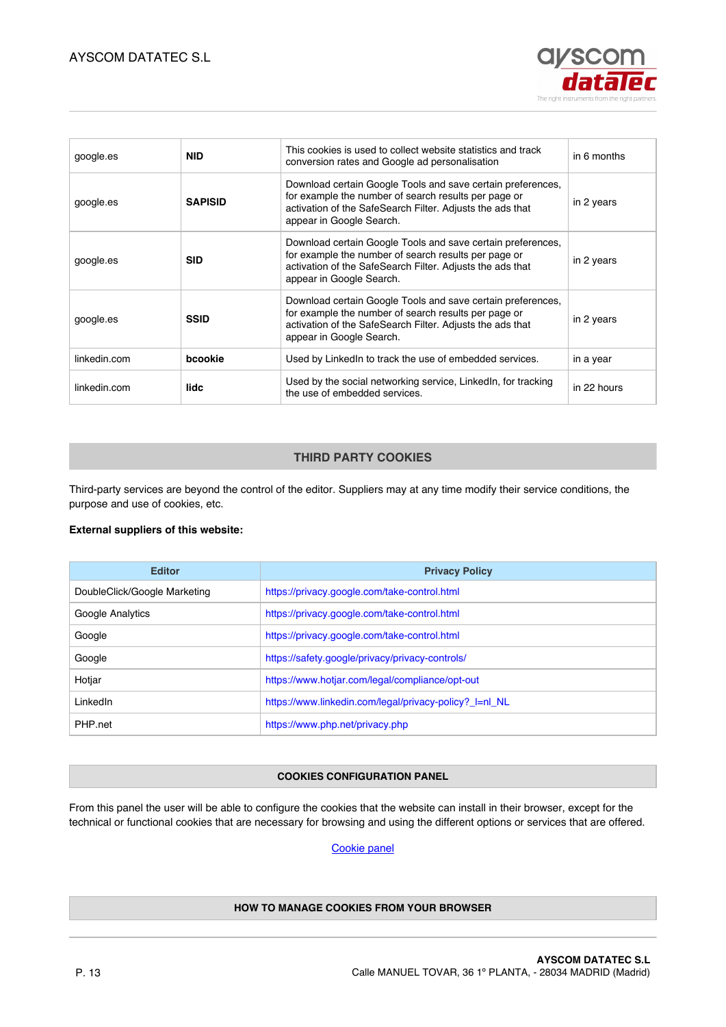| | | | |
|---|---|---|---|
| google.es | **NID** | This cookies is used to collect website statistics and track conversion rates and Google ad personalisation | in 6 months |
| google.es | **SAPISID** | Download certain Google Tools and save certain preferences, for example the number of search results per page or activation of the SafeSearch Filter. Adjusts the ads that appear in Google Search. | in 2 years |
| google.es | **SID** | Download certain Google Tools and save certain preferences, for example the number of search results per page or activation of the SafeSearch Filter. Adjusts the ads that appear in Google Search. | in 2 years |
| google.es | **SSID** | Download certain Google Tools and save certain preferences, for example the number of search results per page or activation of the SafeSearch Filter. Adjusts the ads that appear in Google Search. | in 2 years |
| linkedin.com | **bcookie** | Used by LinkedIn to track the use of embedded services. | in a year |
| linkedin.com | **lidc** | Used by the social networking service, LinkedIn, for tracking the use of embedded services. | in 22 hours |

## THIRD PARTY COOKIES

Third-party services are beyond the control of the editor. Suppliers may at any time modify their service conditions, the purpose and use of cookies, etc.

**External suppliers of this website:**

| Editor | Privacy Policy |
|---|---|
| DoubleClick/Google Marketing | https://privacy.google.com/take-control.html |
| Google Analytics | https://privacy.google.com/take-control.html |
| Google | https://privacy.google.com/take-control.html |
| Google | https://safety.google/privacy/privacy-controls/ |
| Hotjar | https://www.hotjar.com/legal/compliance/opt-out |
| LinkedIn | https://www.linkedin.com/legal/privacy-policy?_l=nl_NL |
| PHP.net | https://www.php.net/privacy.php |

## COOKIES CONFIGURATION PANEL

From this panel the user will be able to configure the cookies that the website can install in their browser, except for the technical or functional cookies that are necessary for browsing and using the different options or services that are offered.

Cookie panel

## HOW TO MANAGE COOKIES FROM YOUR BROWSER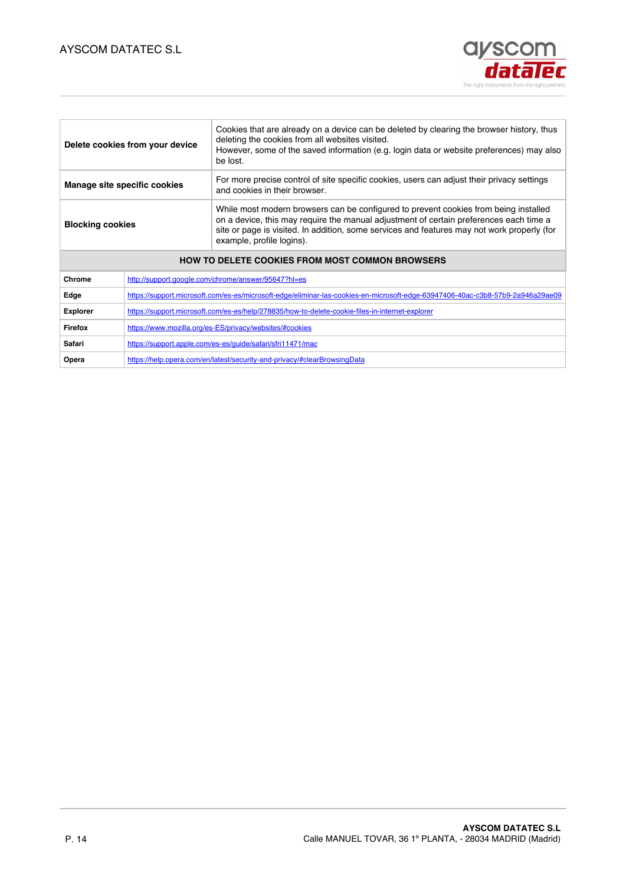| | |
|---|---|
| **Delete cookies from your device** | Cookies that are already on a device can be deleted by clearing the browser history, thus deleting the cookies from all websites visited.<br>However, some of the saved information (e.g. login data or website preferences) may also be lost. |
| **Manage site specific cookies** | For more precise control of site specific cookies, users can adjust their privacy settings and cookies in their browser. |
| **Blocking cookies** | While most modern browsers can be configured to prevent cookies from being installed on a device, this may require the manual adjustment of certain preferences each time a site or page is visited. In addition, some services and features may not work properly (for example, profile logins). |

| HOW TO DELETE COOKIES FROM MOST COMMON BROWSERS | |
|---|---|
| **Chrome** | http://support.google.com/chrome/answer/95647?hl=es |
| **Edge** | https://support.microsoft.com/es-es/microsoft-edge/eliminar-las-cookies-en-microsoft-edge-63947406-40ac-c3b8-57b9-2a946a29ae09 |
| **Explorer** | https://support.microsoft.com/es-es/help/278835/how-to-delete-cookie-files-in-internet-explorer |
| **Firefox** | https://www.mozilla.org/es-ES/privacy/websites/#cookies |
| **Safari** | https://support.apple.com/es-es/guide/safari/sfri11471/mac |
| **Opera** | https://help.opera.com/en/latest/security-and-privacy/#clearBrowsingData |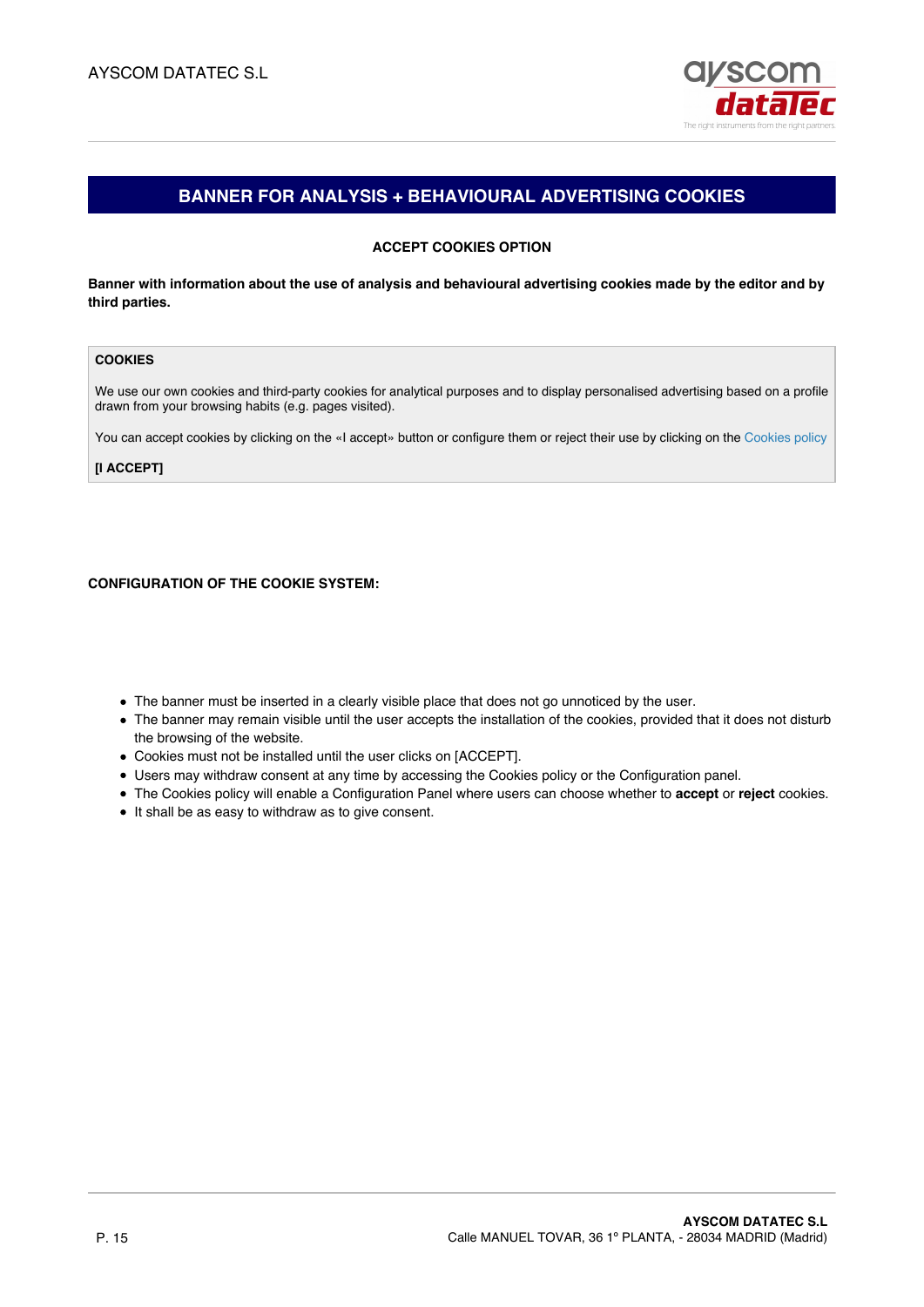## BANNER FOR ANALYSIS + BEHAVIOURAL ADVERTISING COOKIES

**ACCEPT COOKIES OPTION**

**Banner with information about the use of analysis and behavioural advertising cookies made by the editor and by third parties.**

**COOKIES**

We use our own cookies and third-party cookies for analytical purposes and to display personalised advertising based on a profile drawn from your browsing habits (e.g. pages visited).

You can accept cookies by clicking on the «I accept» button or configure them or reject their use by clicking on the Cookies policy

**[I ACCEPT]**

**CONFIGURATION OF THE COOKIE SYSTEM:**

- The banner must be inserted in a clearly visible place that does not go unnoticed by the user.
- The banner may remain visible until the user accepts the installation of the cookies, provided that it does not disturb the browsing of the website.
- Cookies must not be installed until the user clicks on [ACCEPT].
- Users may withdraw consent at any time by accessing the Cookies policy or the Configuration panel.
- The Cookies policy will enable a Configuration Panel where users can choose whether to **accept** or **reject** cookies.
- It shall be as easy to withdraw as to give consent.